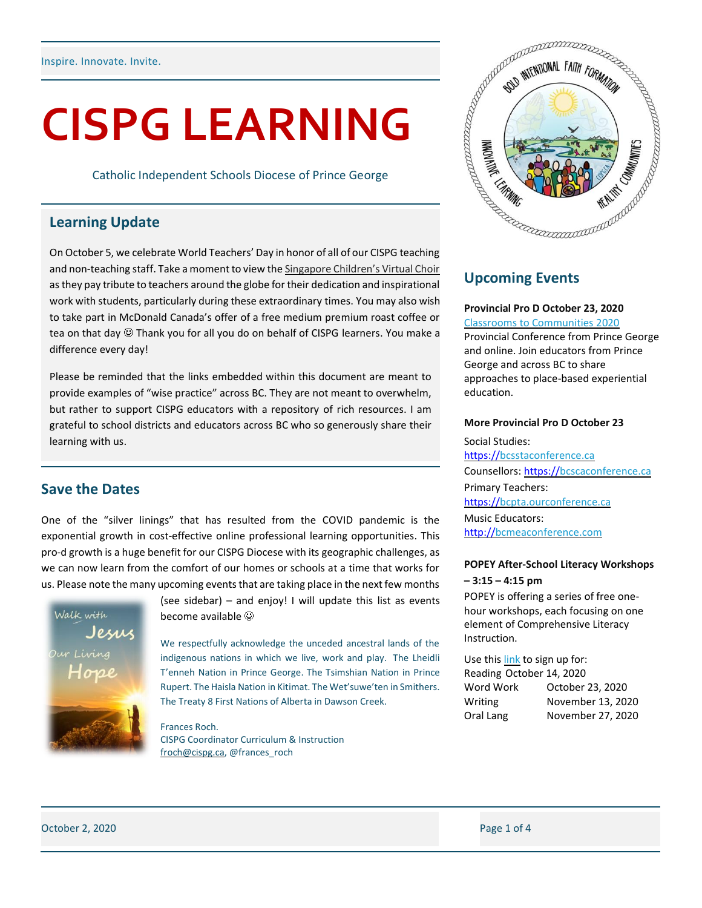Inspire. Innovate. Invite.

# CISPG LEARNING

Catholic Independent Schools Diocese of Prince George

## Learning Update

On October 5, we celebrate World Teachers' Day in honor of all of our CISPG teaching and non-teaching staff. Take a moment to view the Singapore Children's Virtual Choir as they pay tribute to teachers around the globe for their dedication and inspirational work with students, particularly during these extraordinary times. You may also wish to take part in McDonald Canada's offer of a free medium premium roast coffee or tea on that day ☺ Thank you for all you do on behalf of CISPG learners. You make a difference every day!

Please be reminded that the links embedded within this document are meant to provide examples of "wise practice" across BC. They are not meant to overwhelm, but rather to support CISPG educators with a repository of rich resources. I am grateful to school districts and educators across BC who so generously share their learning with us.

## Save the Dates

One of the "silver linings" that has resulted from the COVID pandemic is the exponential growth in cost-effective online professional learning opportunities. This pro-d growth is a huge benefit for our CISPG Diocese with its geographic challenges, as we can now learn from the comfort of our homes or schools at a time that works for us. Please note the many upcoming events that are taking place in the next few months (see sidebar) – and enjoy! I will update this list as events become available ☺

We respectfully acknowledge the unceded ancestral lands of the indigenous nations in which we live, work and play. The Lheidli T'enneh Nation in Prince George. The Tsimshian Nation in Prince Rupert. The Haisla Nation in Kitimat. The Wet'suwe'ten in Smithers. The Treaty 8 First Nations of Alberta in Dawson Creek.

Frances Roch.
CISPG Coordinator Curriculum & Instruction
froch@cispg.ca, @frances_roch

## Upcoming Events

**Provincial Pro D October 23, 2020**

Classrooms to Communities 2020
Provincial Conference from Prince George and online. Join educators from Prince George and across BC to share approaches to place-based experiential education.

**More Provincial Pro D October 23**

Social Studies: https://bcsstaconference.ca
Counsellors: https://bcscaconference.ca
Primary Teachers: https://bcpta.ourconference.ca
Music Educators: http://bcmeaconference.com

**POPEY After-School Literacy Workshops – 3:15 – 4:15 pm**

POPEY is offering a series of free one-hour workshops, each focusing on one element of Comprehensive Literacy Instruction.

Use this link to sign up for:

| | |
|---|---|
| Reading | October 14, 2020 |
| Word Work | October 23, 2020 |
| Writing | November 13, 2020 |
| Oral Lang | November 27, 2020 |

October 2, 2020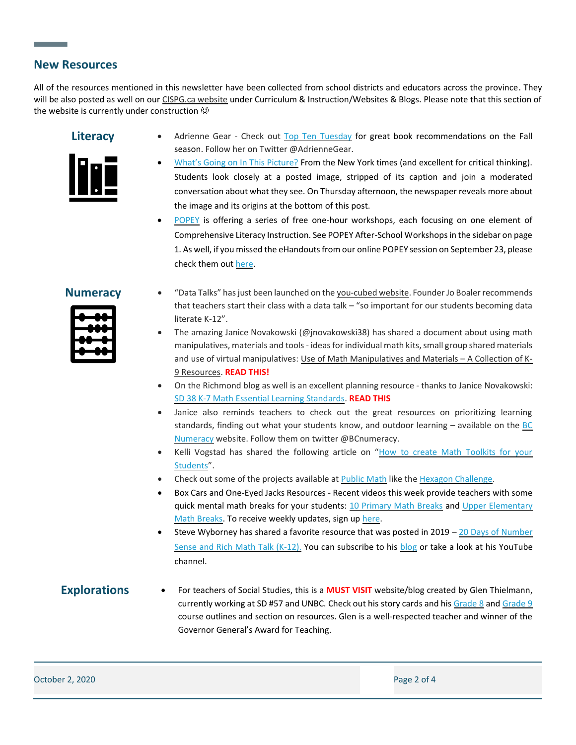## New Resources

All of the resources mentioned in this newsletter have been collected from school districts and educators across the province. They will be also posted as well on our CISPG.ca website under Curriculum & Instruction/Websites & Blogs. Please note that this section of the website is currently under construction ☺

### Literacy

- Adrienne Gear - Check out Top Ten Tuesday for great book recommendations on the Fall season. Follow her on Twitter @AdrienneGear.
- What's Going on In This Picture? From the New York times (and excellent for critical thinking). Students look closely at a posted image, stripped of its caption and join a moderated conversation about what they see. On Thursday afternoon, the newspaper reveals more about the image and its origins at the bottom of this post.
- POPEY is offering a series of free one-hour workshops, each focusing on one element of Comprehensive Literacy Instruction. See POPEY After-School Workshops in the sidebar on page 1. As well, if you missed the eHandouts from our online POPEY session on September 23, please check them out here.

### Numeracy

- "Data Talks" has just been launched on the you-cubed website. Founder Jo Boaler recommends that teachers start their class with a data talk – "so important for our students becoming data literate K-12".
- The amazing Janice Novakowski (@jnovakowski38) has shared a document about using math manipulatives, materials and tools - ideas for individual math kits, small group shared materials and use of virtual manipulatives: Use of Math Manipulatives and Materials – A Collection of K-9 Resources. **READ THIS!**
- On the Richmond blog as well is an excellent planning resource - thanks to Janice Novakowski: SD 38 K-7 Math Essential Learning Standards. **READ THIS**
- Janice also reminds teachers to check out the great resources on prioritizing learning standards, finding out what your students know, and outdoor learning – available on the BC Numeracy website. Follow them on twitter @BCnumeracy.
- Kelli Vogstad has shared the following article on "How to create Math Toolkits for your Students".
- Check out some of the projects available at Public Math like the Hexagon Challenge.
- Box Cars and One-Eyed Jacks Resources - Recent videos this week provide teachers with some quick mental math breaks for your students: 10 Primary Math Breaks and Upper Elementary Math Breaks. To receive weekly updates, sign up here.
- Steve Wyborney has shared a favorite resource that was posted in 2019 – 20 Days of Number Sense and Rich Math Talk (K-12). You can subscribe to his blog or take a look at his YouTube channel.

### Explorations

- For teachers of Social Studies, this is a **MUST VISIT** website/blog created by Glen Thielmann, currently working at SD #57 and UNBC. Check out his story cards and his Grade 8 and Grade 9 course outlines and section on resources. Glen is a well-respected teacher and winner of the Governor General's Award for Teaching.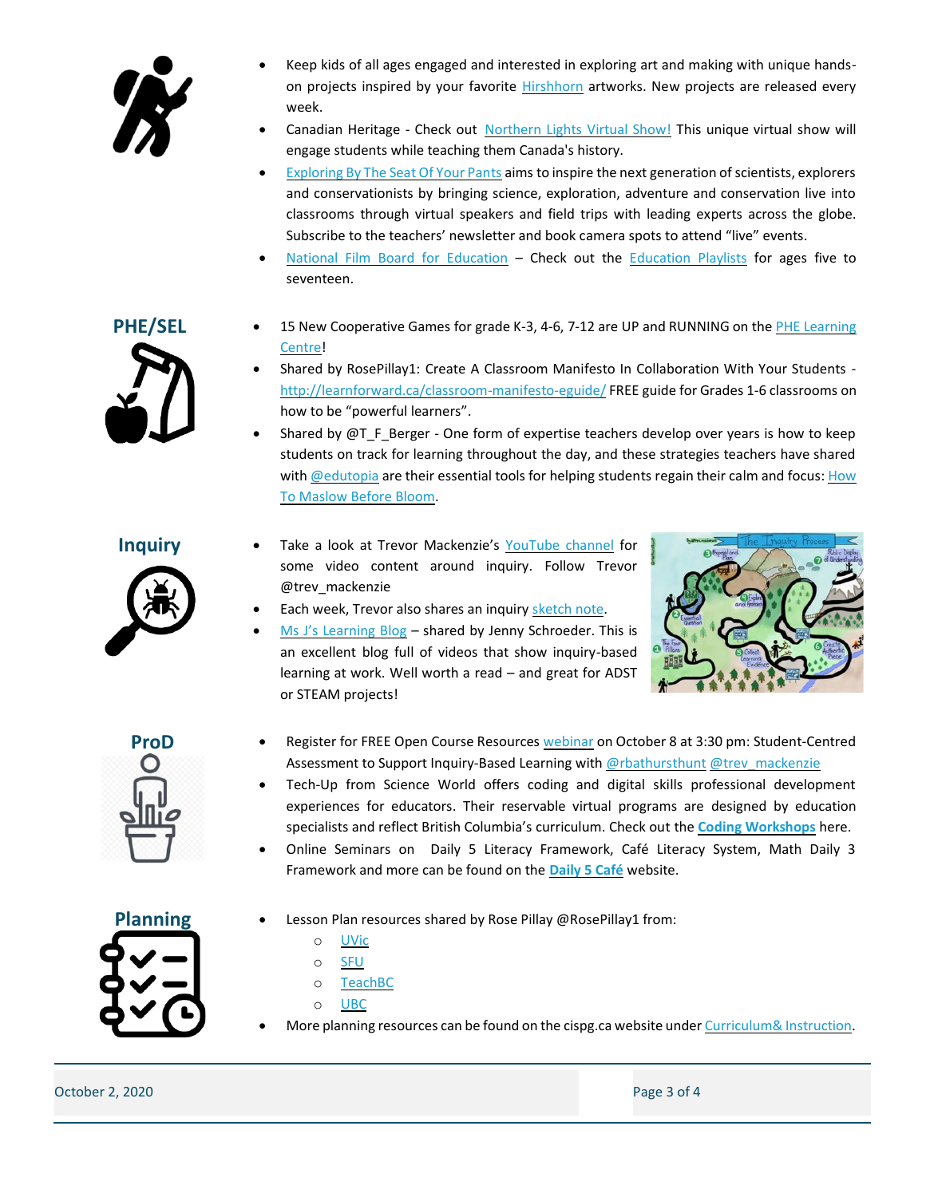- Keep kids of all ages engaged and interested in exploring art and making with unique hands-on projects inspired by your favorite Hirshhorn artworks. New projects are released every week.
- Canadian Heritage - Check out Northern Lights Virtual Show! This unique virtual show will engage students while teaching them Canada's history.
- Exploring By The Seat Of Your Pants aims to inspire the next generation of scientists, explorers and conservationists by bringing science, exploration, adventure and conservation live into classrooms through virtual speakers and field trips with leading experts across the globe. Subscribe to the teachers' newsletter and book camera spots to attend "live" events.
- National Film Board for Education – Check out the Education Playlists for ages five to seventeen.

## PHE/SEL

- 15 New Cooperative Games for grade K-3, 4-6, 7-12 are UP and RUNNING on the PHE Learning Centre!
- Shared by RosePillay1: Create A Classroom Manifesto In Collaboration With Your Students - http://learnforward.ca/classroom-manifesto-eguide/ FREE guide for Grades 1-6 classrooms on how to be "powerful learners".
- Shared by @T_F_Berger - One form of expertise teachers develop over years is how to keep students on track for learning throughout the day, and these strategies teachers have shared with @edutopia are their essential tools for helping students regain their calm and focus: How To Maslow Before Bloom.

## Inquiry

- Take a look at Trevor Mackenzie's YouTube channel for some video content around inquiry. Follow Trevor @trev_mackenzie
- Each week, Trevor also shares an inquiry sketch note.
- Ms J's Learning Blog – shared by Jenny Schroeder. This is an excellent blog full of videos that show inquiry-based learning at work. Well worth a read – and great for ADST or STEAM projects!

## ProD

- Register for FREE Open Course Resources webinar on October 8 at 3:30 pm: Student-Centred Assessment to Support Inquiry-Based Learning with @rbathursthunt @trev_mackenzie
- Tech-Up from Science World offers coding and digital skills professional development experiences for educators. Their reservable virtual programs are designed by education specialists and reflect British Columbia's curriculum. Check out the **Coding Workshops** here.
- Online Seminars on Daily 5 Literacy Framework, Café Literacy System, Math Daily 3 Framework and more can be found on the **Daily 5 Café** website.

## Planning

- Lesson Plan resources shared by Rose Pillay @RosePillay1 from:
  - UVic
  - SFU
  - TeachBC
  - UBC
- More planning resources can be found on the cispg.ca website under Curriculum& Instruction.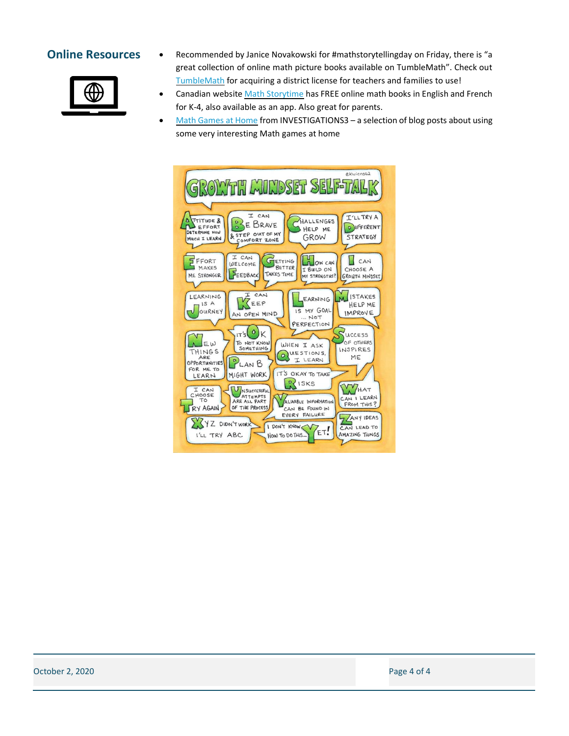## Online Resources

- Recommended by Janice Novakowski for #mathstorytellingday on Friday, there is "a great collection of online math picture books available on TumbleMath". Check out TumbleMath for acquiring a district license for teachers and families to use!
- Canadian website Math Storytime has FREE online math books in English and French for K-4, also available as an app. Also great for parents.
- Math Games at Home from INVESTIGATIONS3 – a selection of blog posts about using some very interesting Math games at home